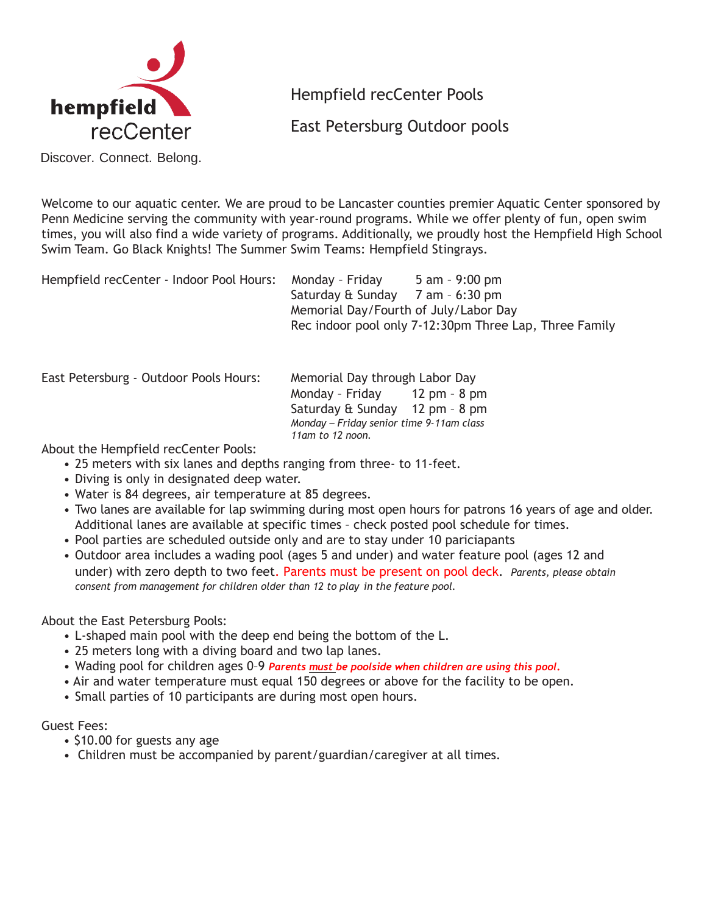**hempfield**
recCenter

Discover. Connect. Belong.

# Hempfield recCenter Pools

# East Petersburg Outdoor pools

Welcome to our aquatic center. We are proud to be Lancaster counties premier Aquatic Center sponsored by Penn Medicine serving the community with year-round programs. While we offer plenty of fun, open swim times, you will also find a wide variety of programs. Additionally, we proudly host the Hempfield High School Swim Team. Go Black Knights! The Summer Swim Teams: Hempfield Stingrays.

Hempfield recCenter - Indoor Pool Hours:

Monday – Friday 5 am – 9:00 pm
Saturday & Sunday 7 am – 6:30 pm
Memorial Day/Fourth of July/Labor Day
Rec indoor pool only 7-12:30pm Three Lap, Three Family

East Petersburg - Outdoor Pools Hours:

Memorial Day through Labor Day
Monday – Friday 12 pm – 8 pm
Saturday & Sunday 12 pm – 8 pm
*Monday – Friday senior time 9-11am class 11am to 12 noon.*

About the Hempfield recCenter Pools:

- 25 meters with six lanes and depths ranging from three- to 11-feet.
- Diving is only in designated deep water.
- Water is 84 degrees, air temperature at 85 degrees.
- Two lanes are available for lap swimming during most open hours for patrons 16 years of age and older. Additional lanes are available at specific times – check posted pool schedule for times.
- Pool parties are scheduled outside only and are to stay under 10 pariciapants
- Outdoor area includes a wading pool (ages 5 and under) and water feature pool (ages 12 and under) with zero depth to two feet. Parents must be present on pool deck. *Parents, please obtain consent from management for children older than 12 to play in the feature pool.*

About the East Petersburg Pools:

- L-shaped main pool with the deep end being the bottom of the L.
- 25 meters long with a diving board and two lap lanes.
- Wading pool for children ages 0–9 ***Parents must be poolside when children are using this pool.***
- Air and water temperature must equal 150 degrees or above for the facility to be open.
- Small parties of 10 participants are during most open hours.

Guest Fees:

- $10.00 for guests any age
- Children must be accompanied by parent/guardian/caregiver at all times.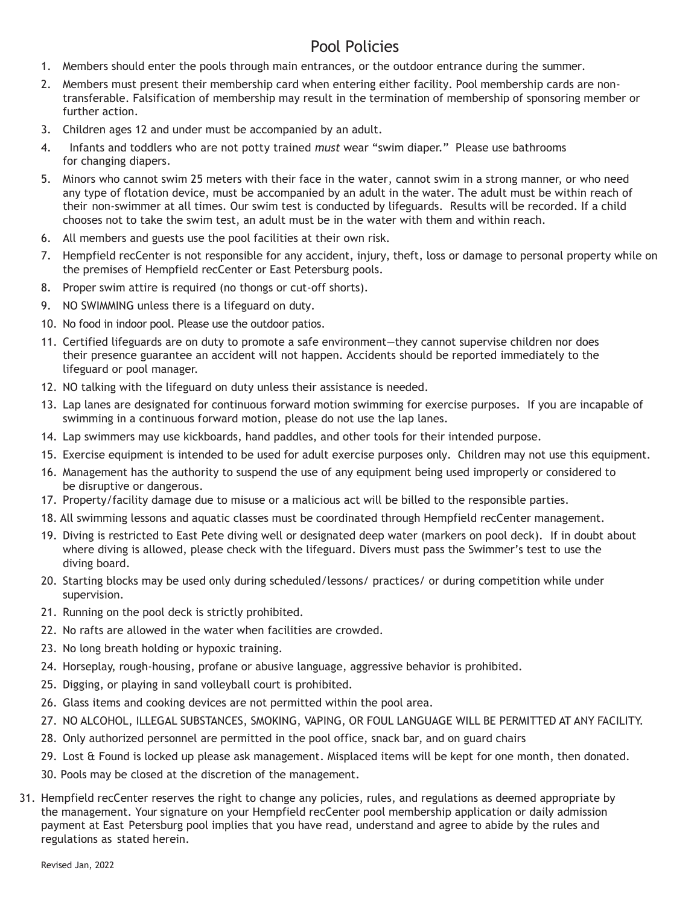# Pool Policies

1. Members should enter the pools through main entrances, or the outdoor entrance during the summer.
2. Members must present their membership card when entering either facility. Pool membership cards are non-transferable. Falsification of membership may result in the termination of membership of sponsoring member or further action.
3. Children ages 12 and under must be accompanied by an adult.
4. Infants and toddlers who are not potty trained *must* wear "swim diaper." Please use bathrooms for changing diapers.
5. Minors who cannot swim 25 meters with their face in the water, cannot swim in a strong manner, or who need any type of flotation device, must be accompanied by an adult in the water. The adult must be within reach of their non-swimmer at all times. Our swim test is conducted by lifeguards. Results will be recorded. If a child chooses not to take the swim test, an adult must be in the water with them and within reach.
6. All members and guests use the pool facilities at their own risk.
7. Hempfield recCenter is not responsible for any accident, injury, theft, loss or damage to personal property while on the premises of Hempfield recCenter or East Petersburg pools.
8. Proper swim attire is required (no thongs or cut-off shorts).
9. NO SWIMMING unless there is a lifeguard on duty.
10. No food in indoor pool. Please use the outdoor patios.
11. Certified lifeguards are on duty to promote a safe environment—they cannot supervise children nor does their presence guarantee an accident will not happen. Accidents should be reported immediately to the lifeguard or pool manager.
12. NO talking with the lifeguard on duty unless their assistance is needed.
13. Lap lanes are designated for continuous forward motion swimming for exercise purposes. If you are incapable of swimming in a continuous forward motion, please do not use the lap lanes.
14. Lap swimmers may use kickboards, hand paddles, and other tools for their intended purpose.
15. Exercise equipment is intended to be used for adult exercise purposes only. Children may not use this equipment.
16. Management has the authority to suspend the use of any equipment being used improperly or considered to be disruptive or dangerous.
17. Property/facility damage due to misuse or a malicious act will be billed to the responsible parties.
18. All swimming lessons and aquatic classes must be coordinated through Hempfield recCenter management.
19. Diving is restricted to East Pete diving well or designated deep water (markers on pool deck). If in doubt about where diving is allowed, please check with the lifeguard. Divers must pass the Swimmer's test to use the diving board.
20. Starting blocks may be used only during scheduled/lessons/ practices/ or during competition while under supervision.
21. Running on the pool deck is strictly prohibited.
22. No rafts are allowed in the water when facilities are crowded.
23. No long breath holding or hypoxic training.
24. Horseplay, rough-housing, profane or abusive language, aggressive behavior is prohibited.
25. Digging, or playing in sand volleyball court is prohibited.
26. Glass items and cooking devices are not permitted within the pool area.
27. NO ALCOHOL, ILLEGAL SUBSTANCES, SMOKING, VAPING, OR FOUL LANGUAGE WILL BE PERMITTED AT ANY FACILITY.
28. Only authorized personnel are permitted in the pool office, snack bar, and on guard chairs
29. Lost & Found is locked up please ask management. Misplaced items will be kept for one month, then donated.
30. Pools may be closed at the discretion of the management.
31. Hempfield recCenter reserves the right to change any policies, rules, and regulations as deemed appropriate by the management. Your signature on your Hempfield recCenter pool membership application or daily admission payment at East Petersburg pool implies that you have read, understand and agree to abide by the rules and regulations as stated herein.

Revised Jan, 2022